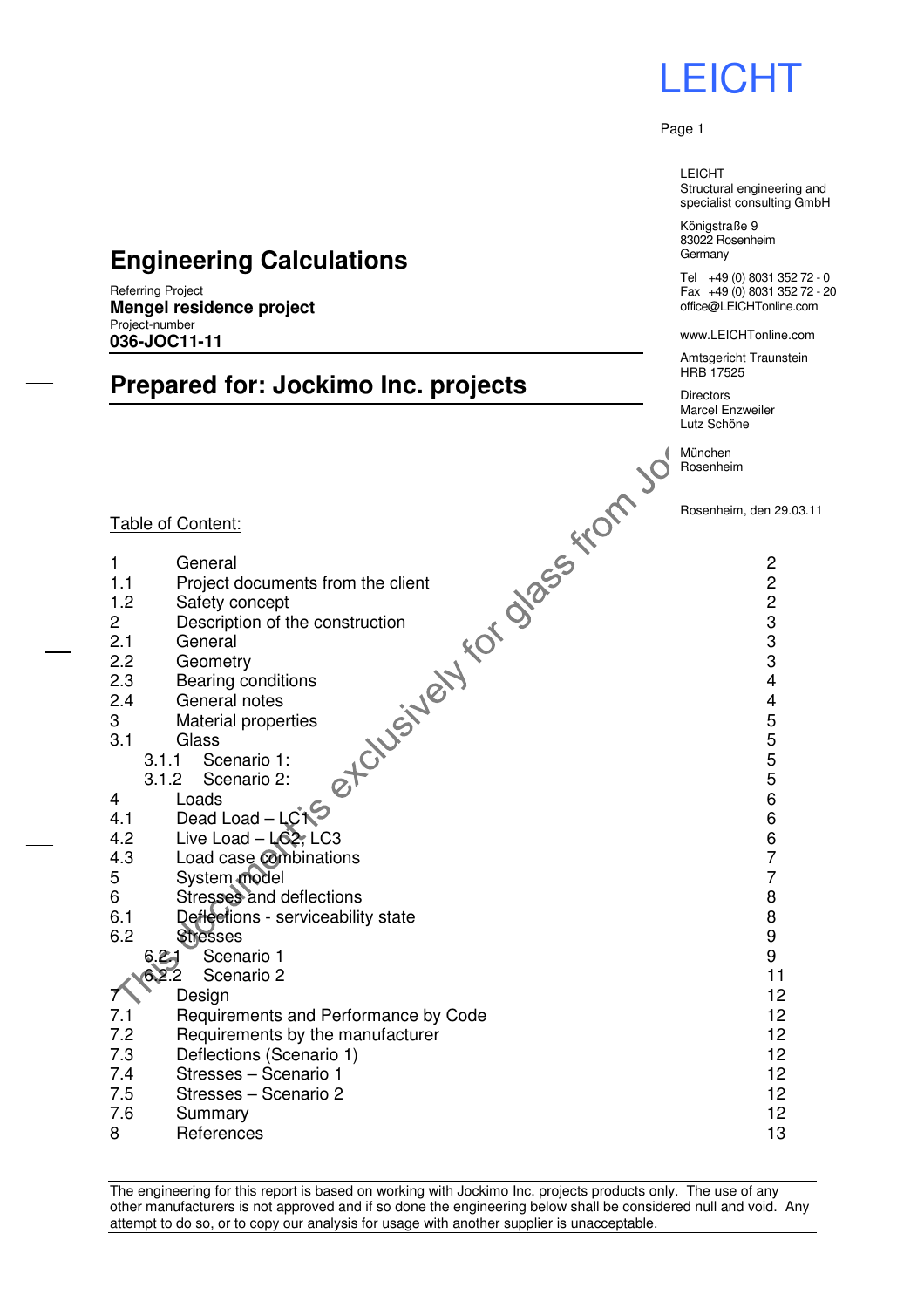LEICHT

LEICHT
Structural engineering and specialist consulting GmbH

Königstraße 9
83022 Rosenheim
Germany

Tel +49 (0) 8031 352 72 - 0
Fax +49 (0) 8031 352 72 - 20
office@LEICHTonline.com

www.LEICHTonline.com

Amtsgericht Traunstein
HRB 17525

Directors
Marcel Enzweiler
Lutz Schöne

München
Rosenheim

Rosenheim, den 29.03.11

# Engineering Calculations

Referring Project
**Mengel residence project**
Project-number
**036-JOC11-11**

# Prepared for: Jockimo Inc. projects

This document is exclusively for glass from Jo

Table of Content:

| | | |
|---|---|---|
| 1 | General | 2 |
| 1.1 | Project documents from the client | 2 |
| 1.2 | Safety concept | 2 |
| 2 | Description of the construction | 3 |
| 2.1 | General | 3 |
| 2.2 | Geometry | 3 |
| 2.3 | Bearing conditions | 4 |
| 2.4 | General notes | 4 |
| 3 | Material properties | 5 |
| 3.1 | Glass | 5 |
| 3.1.1 | Scenario 1: | 5 |
| 3.1.2 | Scenario 2: | 5 |
| 4 | Loads | 6 |
| 4.1 | Dead Load – LC1 | 6 |
| 4.2 | Live Load – LC2, LC3 | 6 |
| 4.3 | Load case combinations | 7 |
| 5 | System model | 7 |
| 6 | Stresses and deflections | 8 |
| 6.1 | Deflections - serviceability state | 8 |
| 6.2 | Stresses | 9 |
| 6.2.1 | Scenario 1 | 9 |
| 6.2.2 | Scenario 2 | 11 |
| 7 | Design | 12 |
| 7.1 | Requirements and Performance by Code | 12 |
| 7.2 | Requirements by the manufacturer | 12 |
| 7.3 | Deflections (Scenario 1) | 12 |
| 7.4 | Stresses – Scenario 1 | 12 |
| 7.5 | Stresses – Scenario 2 | 12 |
| 7.6 | Summary | 12 |
| 8 | References | 13 |

The engineering for this report is based on working with Jockimo Inc. projects products only. The use of any other manufacturers is not approved and if so done the engineering below shall be considered null and void. Any attempt to do so, or to copy our analysis for usage with another supplier is unacceptable.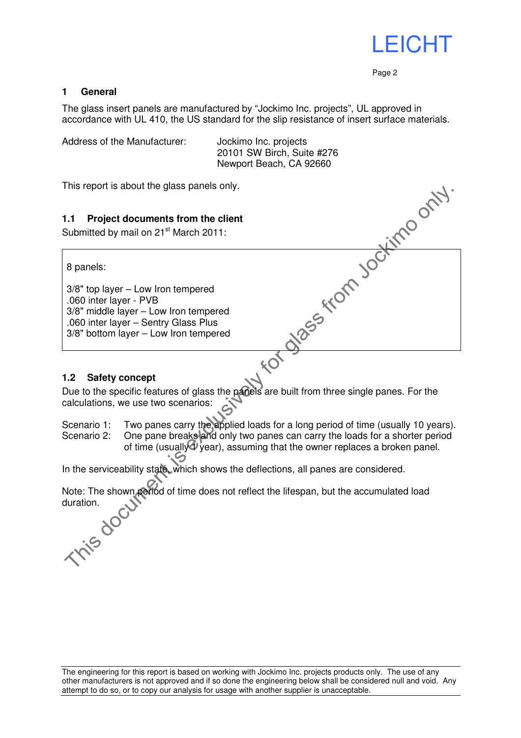## 1 General

The glass insert panels are manufactured by "Jockimo Inc. projects", UL approved in accordance with UL 410, the US standard for the slip resistance of insert surface materials.

Address of the Manufacturer: Jockimo Inc. projects
20101 SW Birch, Suite #276
Newport Beach, CA 92660

This report is about the glass panels only.

### 1.1 Project documents from the client

Submitted by mail on 21st March 2011:

> 8 panels:
>
> 3/8" top layer – Low Iron tempered
> .060 inter layer - PVB
> 3/8" middle layer – Low Iron tempered
> .060 inter layer – Sentry Glass Plus
> 3/8" bottom layer – Low Iron tempered

### 1.2 Safety concept

Due to the specific features of glass the panels are built from three single panes. For the calculations, we use two scenarios:

Scenario 1: Two panes carry the applied loads for a long period of time (usually 10 years).
Scenario 2: One pane breaks and only two panes can carry the loads for a shorter period of time (usually 1 year), assuming that the owner replaces a broken panel.

In the serviceability state, which shows the deflections, all panes are considered.

Note: The shown period of time does not reflect the lifespan, but the accumulated load duration.

This document is exclusively for glass from Jockimo only.

The engineering for this report is based on working with Jockimo Inc. projects products only. The use of any other manufacturers is not approved and if so done the engineering below shall be considered null and void. Any attempt to do so, or to copy our analysis for usage with another supplier is unacceptable.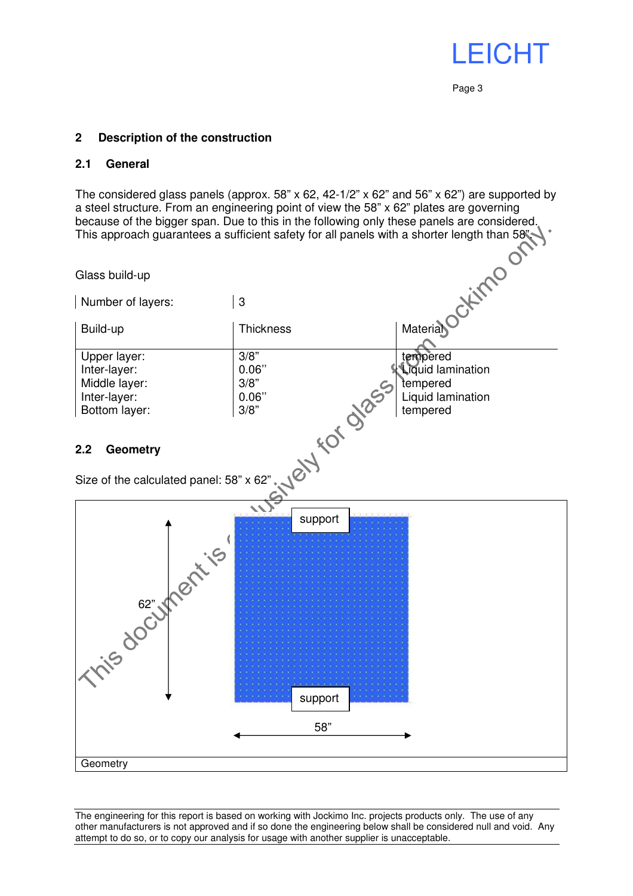## 2 Description of the construction

### 2.1 General

The considered glass panels (approx. 58” x 62, 42-1/2” x 62” and 56” x 62”) are supported by a steel structure. From an engineering point of view the 58” x 62” plates are governing because of the bigger span. Due to this in the following only these panels are considered. This approach guarantees a sufficient safety for all panels with a shorter length than 58”.

Glass build-up

| Number of layers: | 3 | |
|---|---|---|
| **Build-up** | **Thickness** | **Material** |
| Upper layer: | 3/8” | tempered |
| Inter-layer: | 0.06’’ | Liquid lamination |
| Middle layer: | 3/8” | tempered |
| Inter-layer: | 0.06’’ | Liquid lamination |
| Bottom layer: | 3/8” | tempered |

### 2.2 Geometry

Size of the calculated panel: 58” x 62”

support

62”

support

58”

Geometry

The engineering for this report is based on working with Jockimo Inc. projects products only. The use of any other manufacturers is not approved and if so done the engineering below shall be considered null and void. Any attempt to do so, or to copy our analysis for usage with another supplier is unacceptable.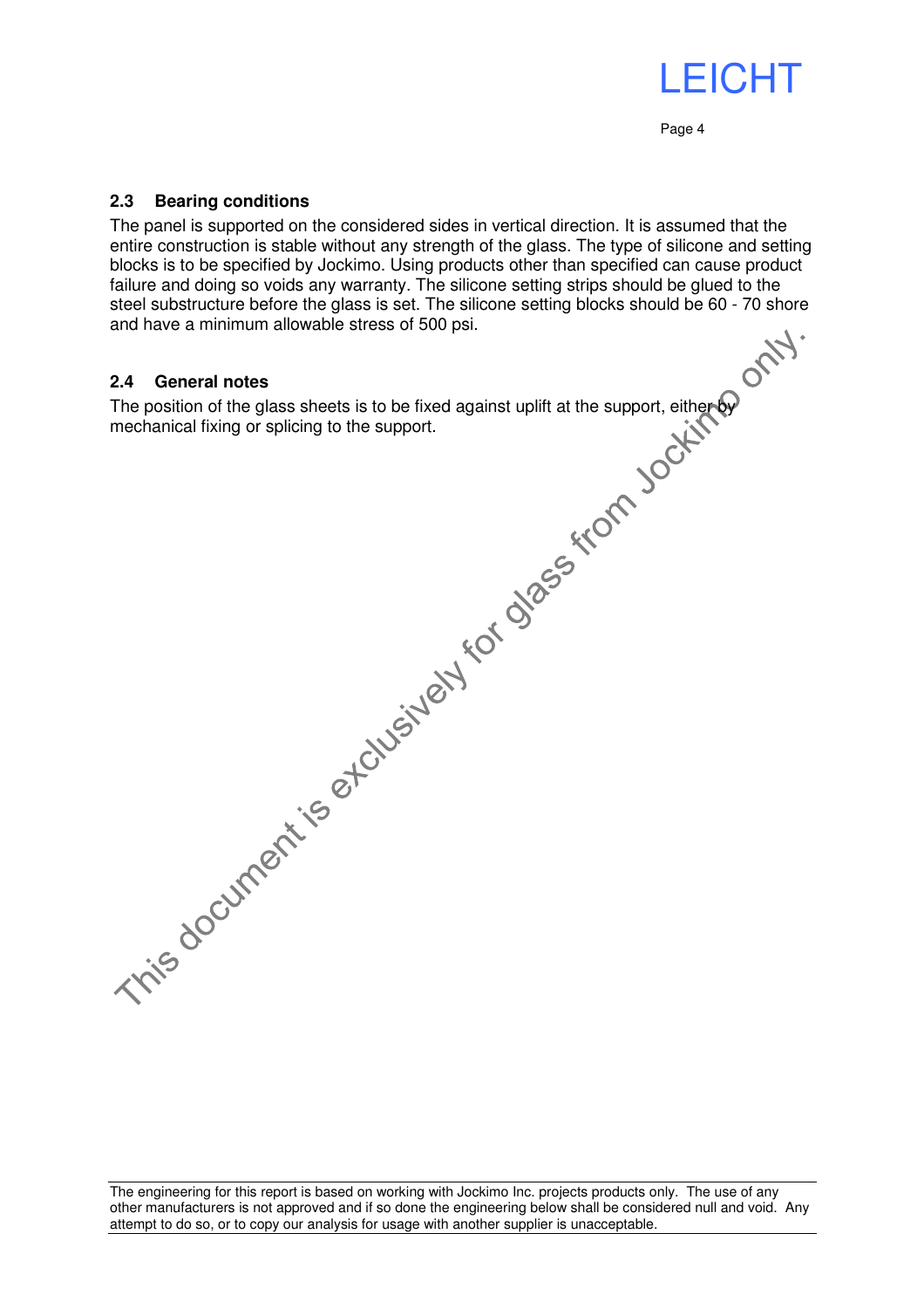## 2.3 Bearing conditions

The panel is supported on the considered sides in vertical direction. It is assumed that the entire construction is stable without any strength of the glass. The type of silicone and setting blocks is to be specified by Jockimo. Using products other than specified can cause product failure and doing so voids any warranty. The silicone setting strips should be glued to the steel substructure before the glass is set. The silicone setting blocks should be 60 - 70 shore and have a minimum allowable stress of 500 psi.

## 2.4 General notes

The position of the glass sheets is to be fixed against uplift at the support, either by mechanical fixing or splicing to the support.

This document is exclusively for glass from Jockimo only.

The engineering for this report is based on working with Jockimo Inc. projects products only. The use of any other manufacturers is not approved and if so done the engineering below shall be considered null and void. Any attempt to do so, or to copy our analysis for usage with another supplier is unacceptable.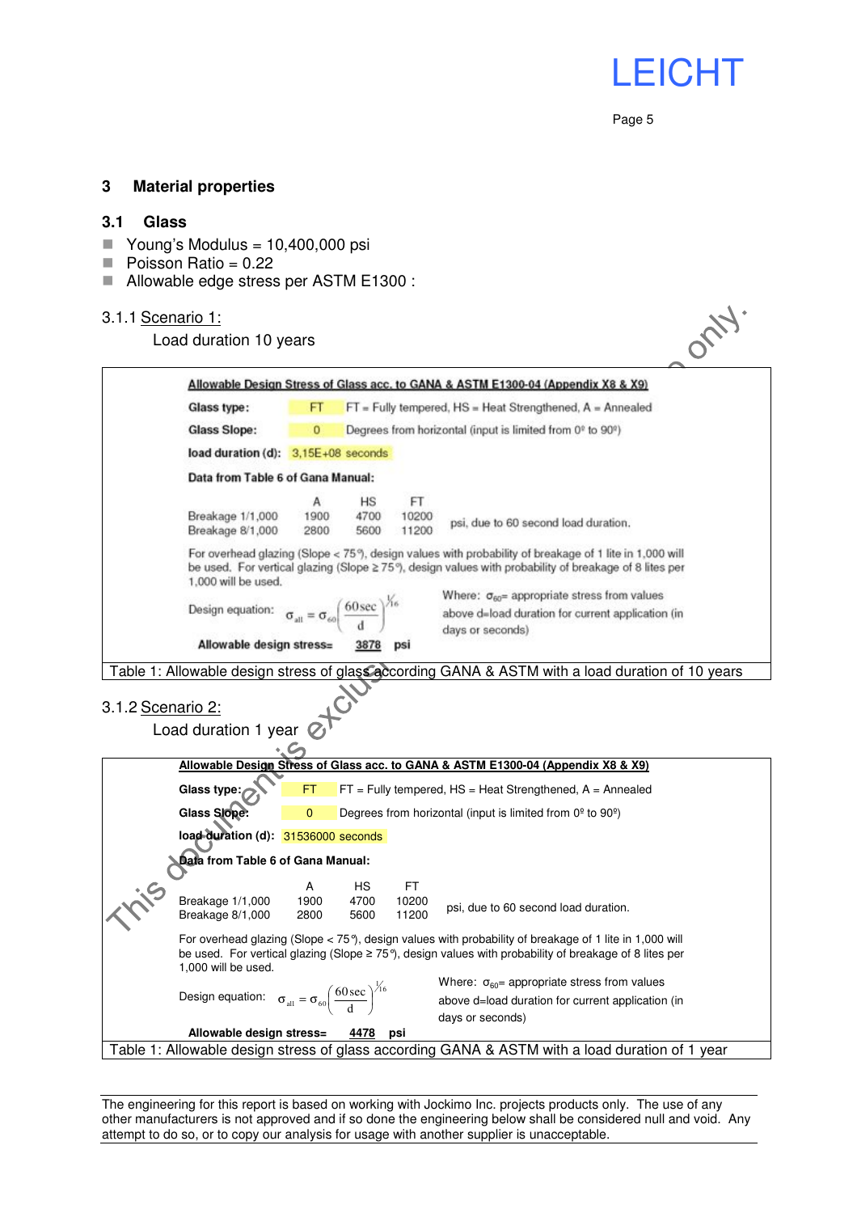## 3 Material properties

### 3.1 Glass

- Young's Modulus = 10,400,000 psi
- Poisson Ratio = 0.22
- Allowable edge stress per ASTM E1300 :

#### 3.1.1 Scenario 1:

Load duration 10 years

**Allowable Design Stress of Glass acc. to GANA & ASTM E1300-04 (Appendix X8 & X9)**

**Glass type:** FT FT = Fully tempered, HS = Heat Strengthened, A = Annealed

**Glass Slope:** 0 Degrees from horizontal (input is limited from 0º to 90º)

**load duration (d):** 3,15E+08 seconds

**Data from Table 6 of Gana Manual:**

| | A | HS | FT | |
|---|---|---|---|---|
| Breakage 1/1,000 | 1900 | 4700 | 10200 | psi, due to 60 second load duration. |
| Breakage 8/1,000 | 2800 | 5600 | 11200 | |

For overhead glazing (Slope < 75°), design values with probability of breakage of 1 lite in 1,000 will be used. For vertical glazing (Slope ≥ 75°), design values with probability of breakage of 8 lites per 1,000 will be used.

Design equation: $$\sigma_{all} = \sigma_{60}\left(\frac{60\,\text{sec}}{d}\right)^{1/16}$$

Where: $\sigma_{60}$= appropriate stress from values above d=load duration for current application (in days or seconds)

**Allowable design stress=** 3878 psi

Table 1: Allowable design stress of glass according GANA & ASTM with a load duration of 10 years

#### 3.1.2 Scenario 2:

Load duration 1 year

**Allowable Design Stress of Glass acc. to GANA & ASTM E1300-04 (Appendix X8 & X9)**

**Glass type:** FT FT = Fully tempered, HS = Heat Strengthened, A = Annealed

**Glass Slope:** 0 Degrees from horizontal (input is limited from 0º to 90º)

**load duration (d):** 31536000 seconds

**Data from Table 6 of Gana Manual:**

| | A | HS | FT | |
|---|---|---|---|---|
| Breakage 1/1,000 | 1900 | 4700 | 10200 | psi, due to 60 second load duration. |
| Breakage 8/1,000 | 2800 | 5600 | 11200 | |

For overhead glazing (Slope < 75°), design values with probability of breakage of 1 lite in 1,000 will be used. For vertical glazing (Slope ≥ 75°), design values with probability of breakage of 8 lites per 1,000 will be used.

Design equation: $$\sigma_{all} = \sigma_{60}\left(\frac{60\,\text{sec}}{d}\right)^{1/16}$$

Where: $\sigma_{60}$= appropriate stress from values above d=load duration for current application (in days or seconds)

**Allowable design stress=** 4478 psi

Table 1: Allowable design stress of glass according GANA & ASTM with a load duration of 1 year

The engineering for this report is based on working with Jockimo Inc. projects products only. The use of any other manufacturers is not approved and if so done the engineering below shall be considered null and void. Any attempt to do so, or to copy our analysis for usage with another supplier is unacceptable.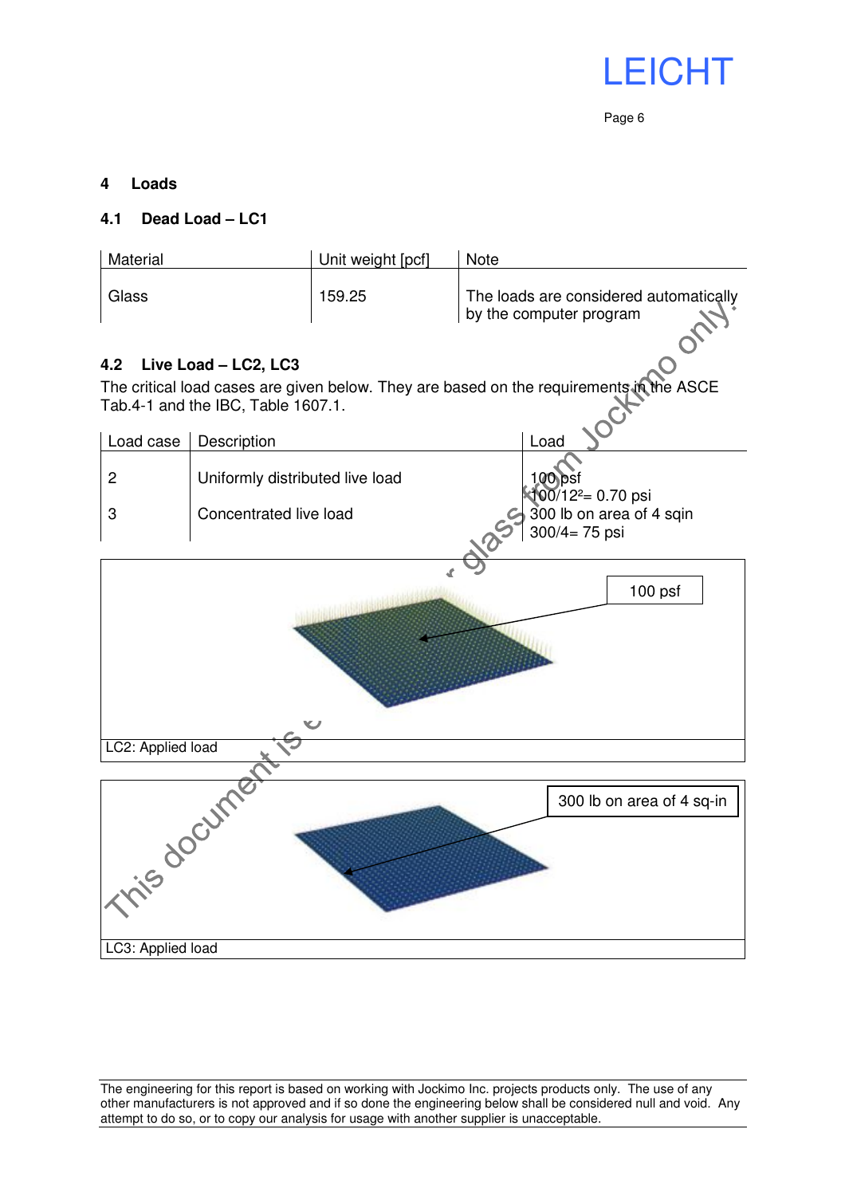## 4 Loads

### 4.1 Dead Load – LC1

| Material | Unit weight [pcf] | Note |
|---|---|---|
| Glass | 159.25 | The loads are considered automatically by the computer program |

### 4.2 Live Load – LC2, LC3

The critical load cases are given below. They are based on the requirements in the ASCE Tab.4-1 and the IBC, Table 1607.1.

| Load case | Description | Load |
|---|---|---|
| 2 | Uniformly distributed live load | 100 psf<br>$100/12^2 = 0.70$ psi |
| 3 | Concentrated live load | 300 lb on area of 4 sqin<br>$300/4 = 75$ psi |

100 psf

LC2: Applied load

300 lb on area of 4 sq-in

LC3: Applied load

The engineering for this report is based on working with Jockimo Inc. projects products only. The use of any other manufacturers is not approved and if so done the engineering below shall be considered null and void. Any attempt to do so, or to copy our analysis for usage with another supplier is unacceptable.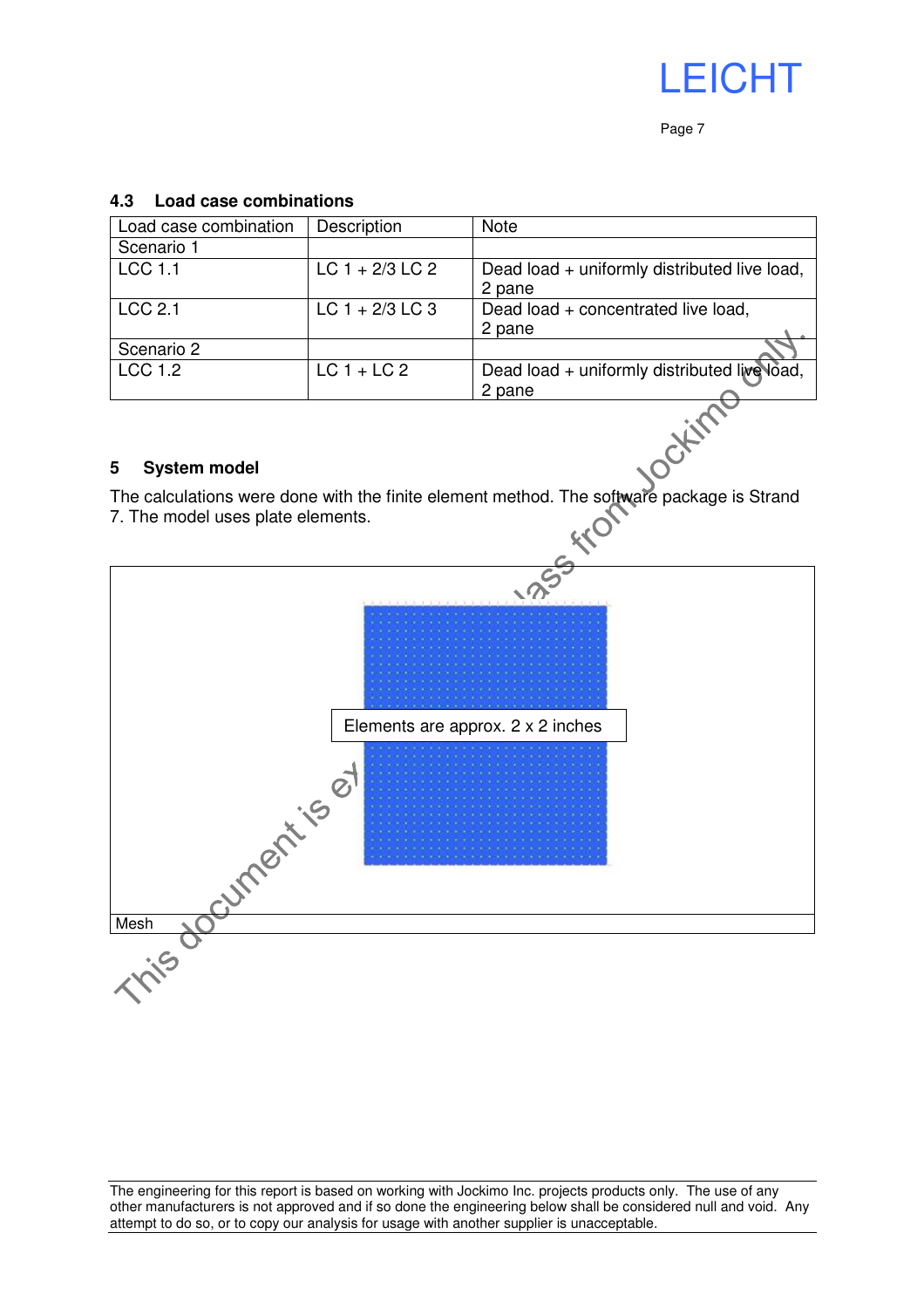### 4.3 Load case combinations

| Load case combination | Description | Note |
|---|---|---|
| Scenario 1 | | |
| LCC 1.1 | LC 1 + 2/3 LC 2 | Dead load + uniformly distributed live load, 2 pane |
| LCC 2.1 | LC 1 + 2/3 LC 3 | Dead load + concentrated live load, 2 pane |
| Scenario 2 | | |
| LCC 1.2 | LC 1 + LC 2 | Dead load + uniformly distributed live load, 2 pane |

## 5 System model

The calculations were done with the finite element method. The software package is Strand 7. The model uses plate elements.

Elements are approx. 2 x 2 inches

Mesh

The engineering for this report is based on working with Jockimo Inc. projects products only. The use of any other manufacturers is not approved and if so done the engineering below shall be considered null and void. Any attempt to do so, or to copy our analysis for usage with another supplier is unacceptable.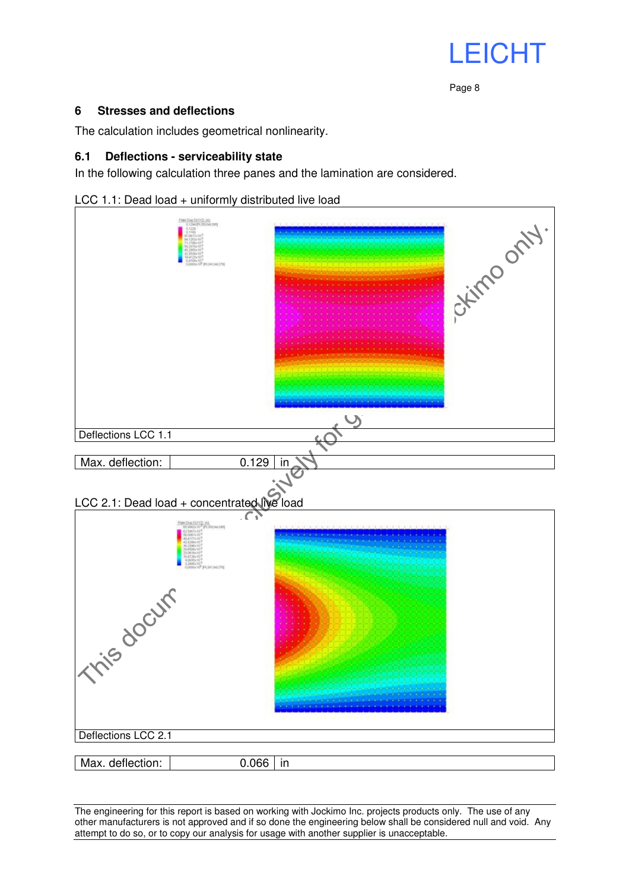## 6 Stresses and deflections

The calculation includes geometrical nonlinearity.

### 6.1 Deflections - serviceability state

In the following calculation three panes and the lamination are considered.

LCC 1.1: Dead load + uniformly distributed live load

Deflections LCC 1.1

| Max. deflection: | 0.129 | in |
|---|---|---|

LCC 2.1: Dead load + concentrated live load

Deflections LCC 2.1

| Max. deflection: | 0.066 | in |
|---|---|---|

The engineering for this report is based on working with Jockimo Inc. projects products only. The use of any other manufacturers is not approved and if so done the engineering below shall be considered null and void. Any attempt to do so, or to copy our analysis for usage with another supplier is unacceptable.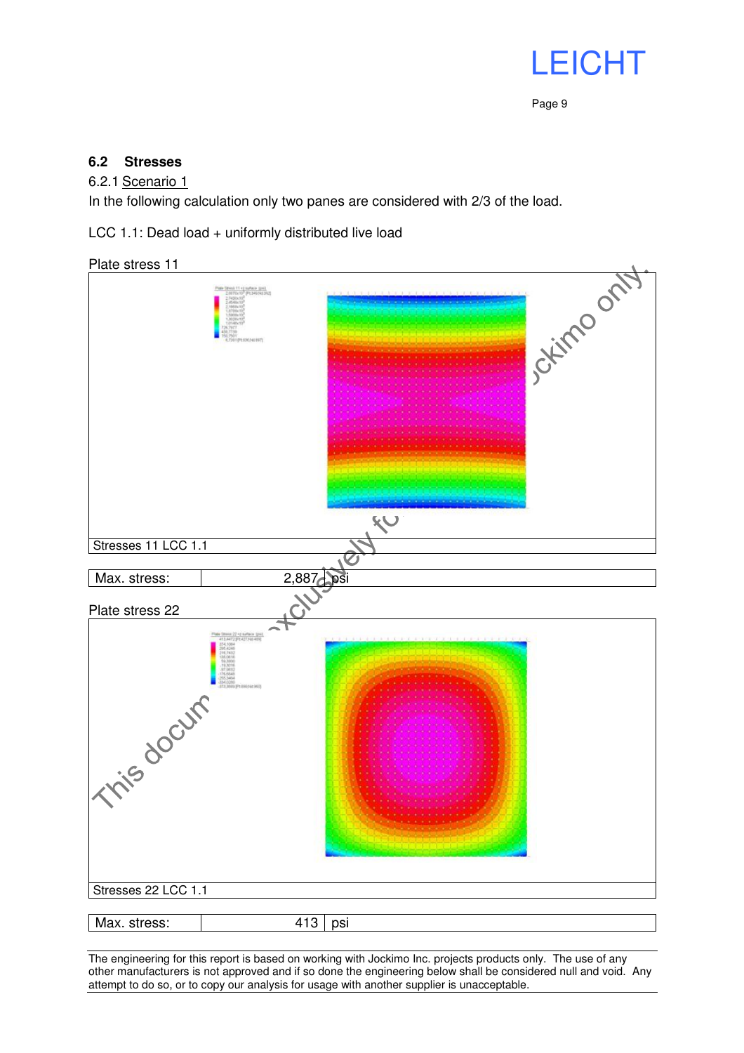### 6.2 Stresses

6.2.1 Scenario 1

In the following calculation only two panes are considered with 2/3 of the load.

LCC 1.1: Dead load + uniformly distributed live load

Plate stress 11

Stresses 11 LCC 1.1

| Max. stress: | 2,887 | psi |
|---|---|---|

Plate stress 22

Stresses 22 LCC 1.1

| Max. stress: | 413 | psi |
|---|---|---|

The engineering for this report is based on working with Jockimo Inc. projects products only. The use of any other manufacturers is not approved and if so done the engineering below shall be considered null and void. Any attempt to do so, or to copy our analysis for usage with another supplier is unacceptable.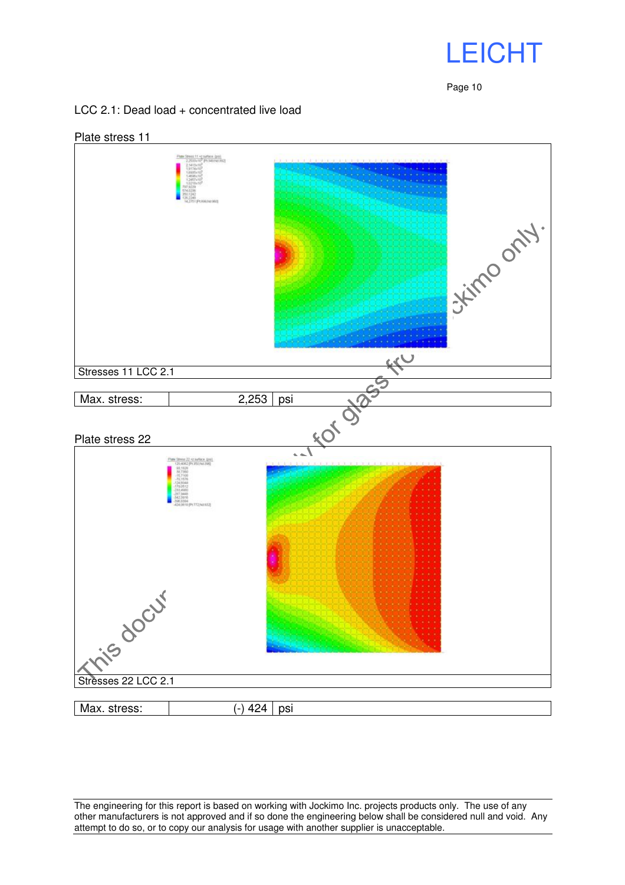LCC 2.1: Dead load + concentrated live load

Plate stress 11

| Stresses 11 LCC 2.1 |
| --- |

| Max. stress: | 2,253 | psi |
| --- | --- | --- |

Plate stress 22

| Stresses 22 LCC 2.1 |
| --- |

| Max. stress: | (-) 424 | psi |
| --- | --- | --- |

The engineering for this report is based on working with Jockimo Inc. projects products only. The use of any other manufacturers is not approved and if so done the engineering below shall be considered null and void. Any attempt to do so, or to copy our analysis for usage with another supplier is unacceptable.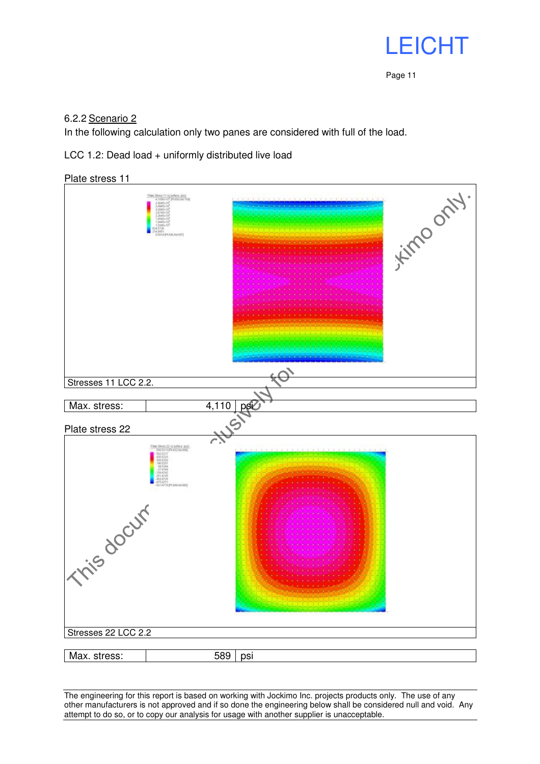### 6.2.2 Scenario 2

In the following calculation only two panes are considered with full of the load.

LCC 1.2: Dead load + uniformly distributed live load

Plate stress 11

Stresses 11 LCC 2.2.

| Max. stress: | 4,110 | psi |
|---|---|---|

Plate stress 22

Stresses 22 LCC 2.2

| Max. stress: | 589 | psi |
|---|---|---|

The engineering for this report is based on working with Jockimo Inc. projects products only. The use of any other manufacturers is not approved and if so done the engineering below shall be considered null and void. Any attempt to do so, or to copy our analysis for usage with another supplier is unacceptable.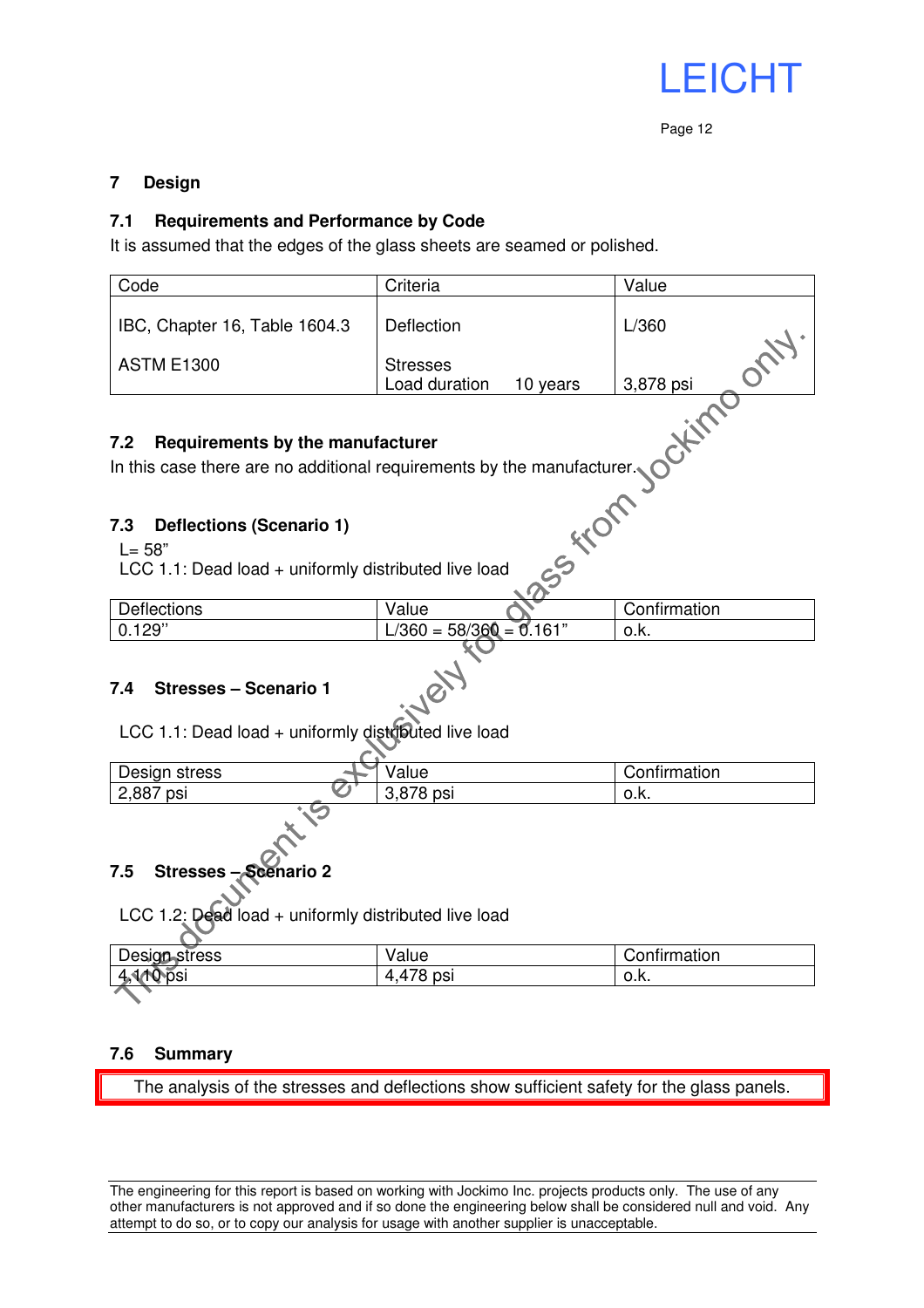## 7 Design

### 7.1 Requirements and Performance by Code

It is assumed that the edges of the glass sheets are seamed or polished.

| Code | Criteria | Value |
|---|---|---|
| IBC, Chapter 16, Table 1604.3 | Deflection | L/360 |
| ASTM E1300 | Stresses<br>Load duration 10 years | 3,878 psi |

### 7.2 Requirements by the manufacturer

In this case there are no additional requirements by the manufacturer.

### 7.3 Deflections (Scenario 1)

L= 58"

LCC 1.1: Dead load + uniformly distributed live load

| Deflections | Value | Confirmation |
|---|---|---|
| 0.129" | L/360 = 58/360 = 0.161" | o.k. |

### 7.4 Stresses – Scenario 1

LCC 1.1: Dead load + uniformly distributed live load

| Design stress | Value | Confirmation |
|---|---|---|
| 2,887 psi | 3,878 psi | o.k. |

### 7.5 Stresses – Scenario 2

LCC 1.2: Dead load + uniformly distributed live load

| Design stress | Value | Confirmation |
|---|---|---|
| 4,110 psi | 4,478 psi | o.k. |

### 7.6 Summary

The analysis of the stresses and deflections show sufficient safety for the glass panels.

This document is exclusively for glass from Jockimo only.

The engineering for this report is based on working with Jockimo Inc. projects products only. The use of any other manufacturers is not approved and if so done the engineering below shall be considered null and void. Any attempt to do so, or to copy our analysis for usage with another supplier is unacceptable.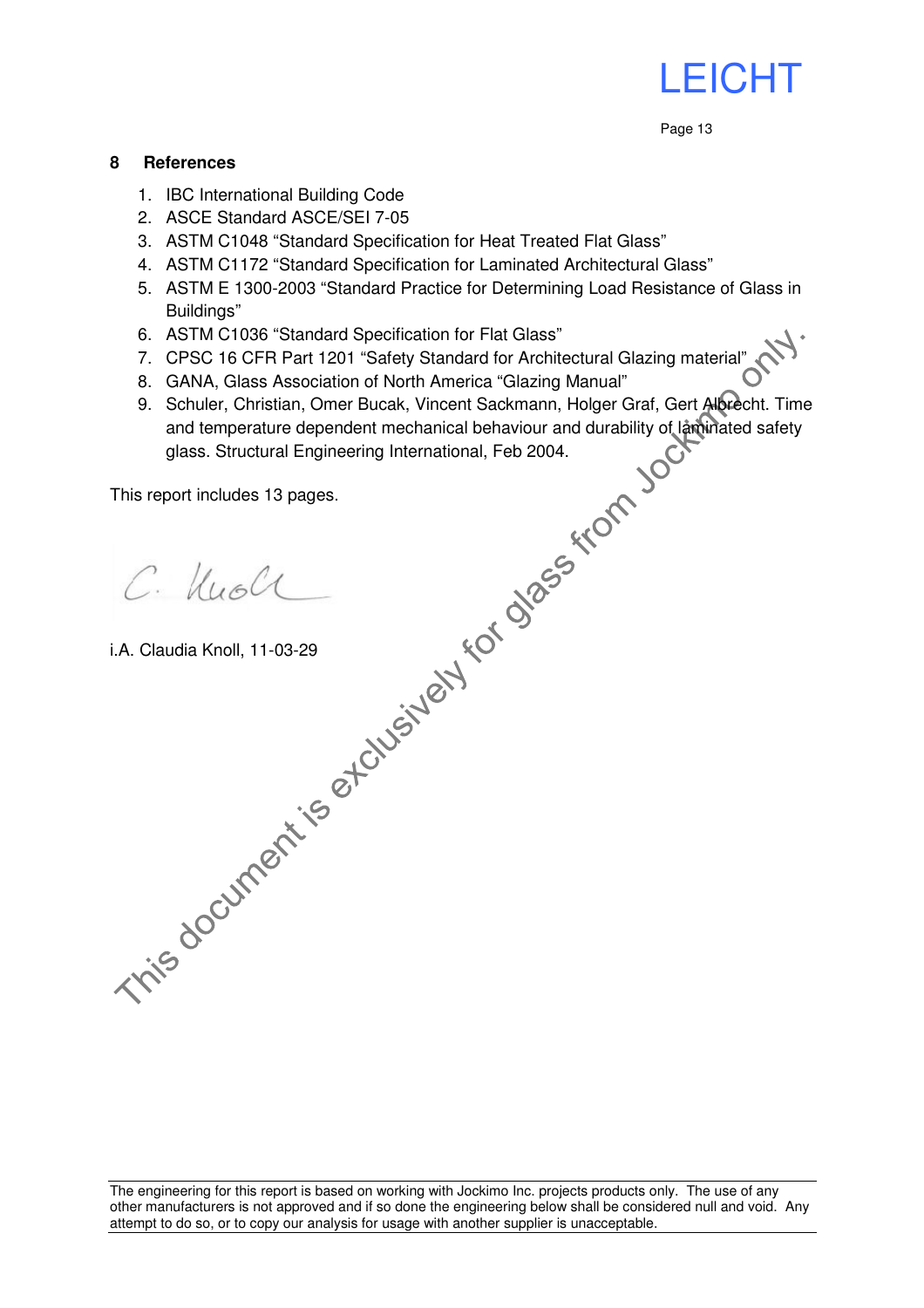## 8 References

1. IBC International Building Code
2. ASCE Standard ASCE/SEI 7-05
3. ASTM C1048 “Standard Specification for Heat Treated Flat Glass”
4. ASTM C1172 “Standard Specification for Laminated Architectural Glass”
5. ASTM E 1300-2003 “Standard Practice for Determining Load Resistance of Glass in Buildings”
6. ASTM C1036 “Standard Specification for Flat Glass”
7. CPSC 16 CFR Part 1201 “Safety Standard for Architectural Glazing material”
8. GANA, Glass Association of North America “Glazing Manual”
9. Schuler, Christian, Omer Bucak, Vincent Sackmann, Holger Graf, Gert Albrecht. Time and temperature dependent mechanical behaviour and durability of laminated safety glass. Structural Engineering International, Feb 2004.

This report includes 13 pages.

C. Knoll

i.A. Claudia Knoll, 11-03-29

This document is exclusively for glass from Jockimo only.

The engineering for this report is based on working with Jockimo Inc. projects products only. The use of any other manufacturers is not approved and if so done the engineering below shall be considered null and void. Any attempt to do so, or to copy our analysis for usage with another supplier is unacceptable.